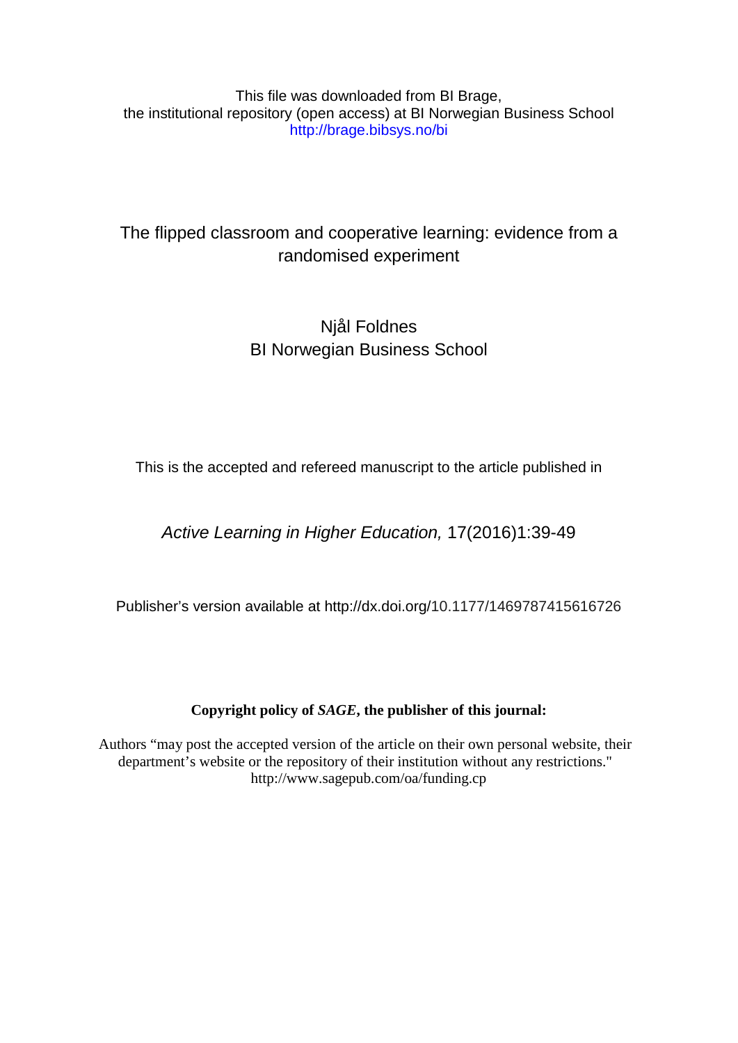This file was downloaded from BI Brage,
the institutional repository (open access) at BI Norwegian Business School
http://brage.bibsys.no/bi

# The flipped classroom and cooperative learning: evidence from a randomised experiment

Njål Foldnes
BI Norwegian Business School

This is the accepted and refereed manuscript to the article published in

*Active Learning in Higher Education,* 17(2016)1:39-49

Publisher's version available at http://dx.doi.org/10.1177/1469787415616726

**Copyright policy of *SAGE*, the publisher of this journal:**

Authors "may post the accepted version of the article on their own personal website, their department's website or the repository of their institution without any restrictions."
http://www.sagepub.com/oa/funding.cp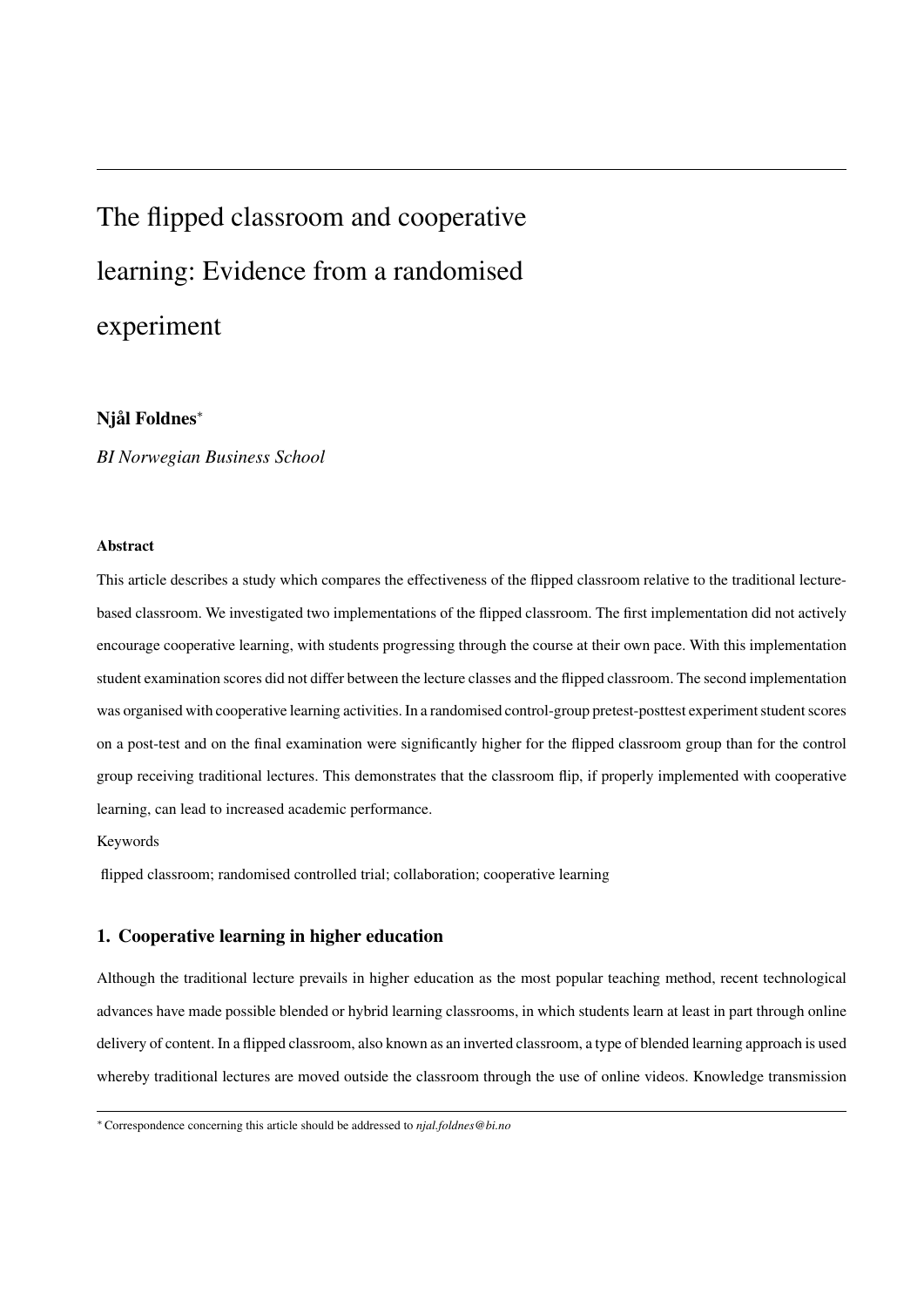# The flipped classroom and cooperative learning: Evidence from a randomised experiment

**Njål Foldnes**[*]

*BI Norwegian Business School*

#### Abstract

This article describes a study which compares the effectiveness of the flipped classroom relative to the traditional lecture-based classroom. We investigated two implementations of the flipped classroom. The first implementation did not actively encourage cooperative learning, with students progressing through the course at their own pace. With this implementation student examination scores did not differ between the lecture classes and the flipped classroom. The second implementation was organised with cooperative learning activities. In a randomised control-group pretest-posttest experiment student scores on a post-test and on the final examination were significantly higher for the flipped classroom group than for the control group receiving traditional lectures. This demonstrates that the classroom flip, if properly implemented with cooperative learning, can lead to increased academic performance.

Keywords

flipped classroom; randomised controlled trial; collaboration; cooperative learning

## 1. Cooperative learning in higher education

Although the traditional lecture prevails in higher education as the most popular teaching method, recent technological advances have made possible blended or hybrid learning classrooms, in which students learn at least in part through online delivery of content. In a flipped classroom, also known as an inverted classroom, a type of blended learning approach is used whereby traditional lectures are moved outside the classroom through the use of online videos. Knowledge transmission

[*] Correspondence concerning this article should be addressed to *njal.foldnes@bi.no*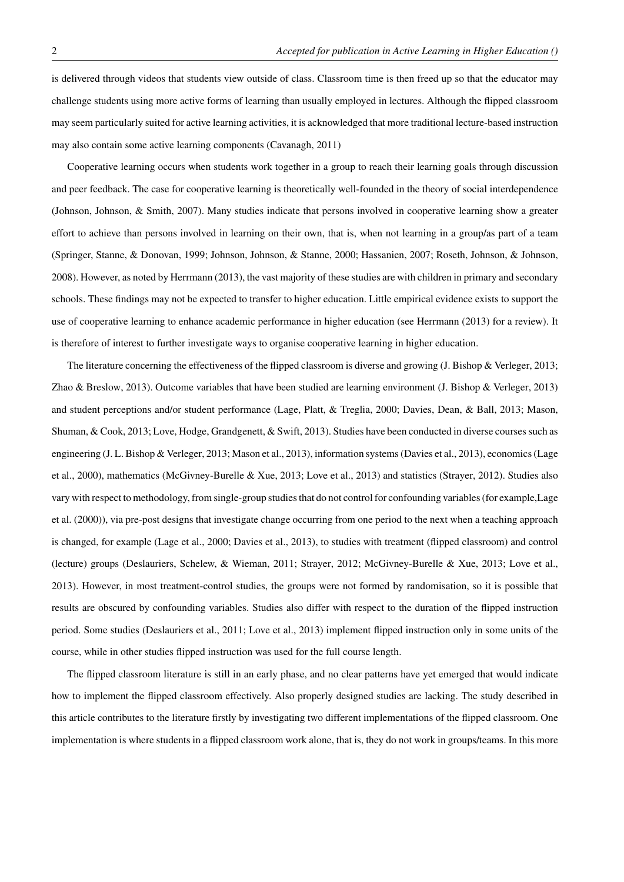is delivered through videos that students view outside of class. Classroom time is then freed up so that the educator may challenge students using more active forms of learning than usually employed in lectures. Although the flipped classroom may seem particularly suited for active learning activities, it is acknowledged that more traditional lecture-based instruction may also contain some active learning components (Cavanagh, 2011)

Cooperative learning occurs when students work together in a group to reach their learning goals through discussion and peer feedback. The case for cooperative learning is theoretically well-founded in the theory of social interdependence (Johnson, Johnson, & Smith, 2007). Many studies indicate that persons involved in cooperative learning show a greater effort to achieve than persons involved in learning on their own, that is, when not learning in a group/as part of a team (Springer, Stanne, & Donovan, 1999; Johnson, Johnson, & Stanne, 2000; Hassanien, 2007; Roseth, Johnson, & Johnson, 2008). However, as noted by Herrmann (2013), the vast majority of these studies are with children in primary and secondary schools. These findings may not be expected to transfer to higher education. Little empirical evidence exists to support the use of cooperative learning to enhance academic performance in higher education (see Herrmann (2013) for a review). It is therefore of interest to further investigate ways to organise cooperative learning in higher education.

The literature concerning the effectiveness of the flipped classroom is diverse and growing (J. Bishop & Verleger, 2013; Zhao & Breslow, 2013). Outcome variables that have been studied are learning environment (J. Bishop & Verleger, 2013) and student perceptions and/or student performance (Lage, Platt, & Treglia, 2000; Davies, Dean, & Ball, 2013; Mason, Shuman, & Cook, 2013; Love, Hodge, Grandgenett, & Swift, 2013). Studies have been conducted in diverse courses such as engineering (J. L. Bishop & Verleger, 2013; Mason et al., 2013), information systems (Davies et al., 2013), economics (Lage et al., 2000), mathematics (McGivney-Burelle & Xue, 2013; Love et al., 2013) and statistics (Strayer, 2012). Studies also vary with respect to methodology, from single-group studies that do not control for confounding variables (for example,Lage et al. (2000)), via pre-post designs that investigate change occurring from one period to the next when a teaching approach is changed, for example (Lage et al., 2000; Davies et al., 2013), to studies with treatment (flipped classroom) and control (lecture) groups (Deslauriers, Schelew, & Wieman, 2011; Strayer, 2012; McGivney-Burelle & Xue, 2013; Love et al., 2013). However, in most treatment-control studies, the groups were not formed by randomisation, so it is possible that results are obscured by confounding variables. Studies also differ with respect to the duration of the flipped instruction period. Some studies (Deslauriers et al., 2011; Love et al., 2013) implement flipped instruction only in some units of the course, while in other studies flipped instruction was used for the full course length.

The flipped classroom literature is still in an early phase, and no clear patterns have yet emerged that would indicate how to implement the flipped classroom effectively. Also properly designed studies are lacking. The study described in this article contributes to the literature firstly by investigating two different implementations of the flipped classroom. One implementation is where students in a flipped classroom work alone, that is, they do not work in groups/teams. In this more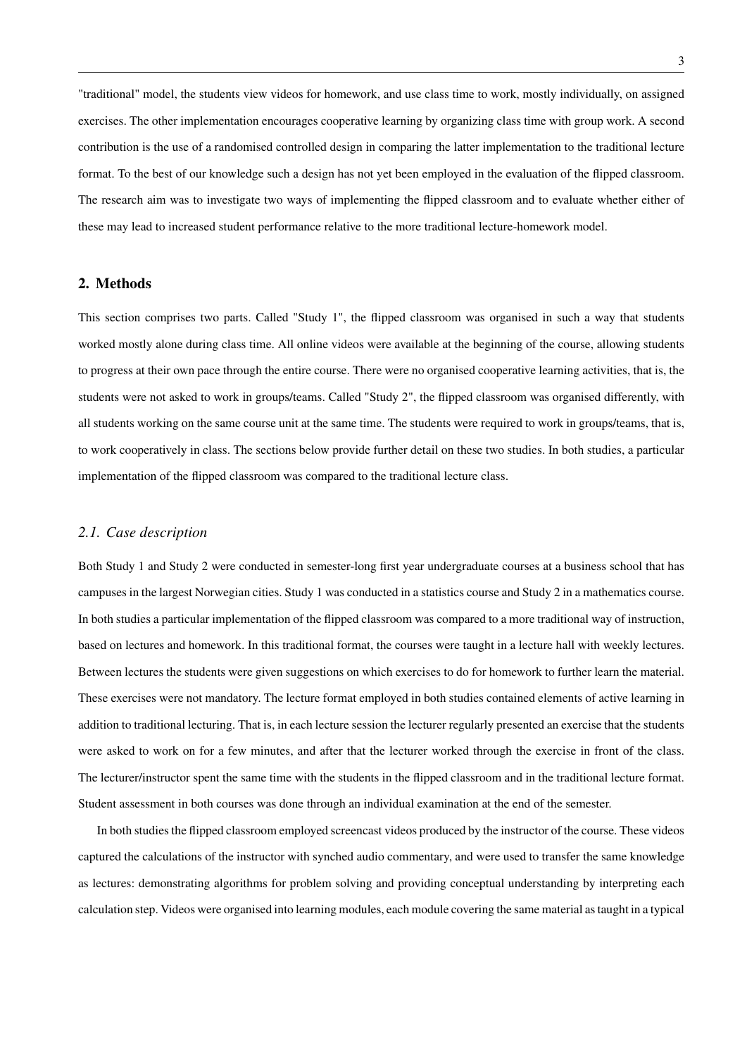"traditional" model, the students view videos for homework, and use class time to work, mostly individually, on assigned exercises. The other implementation encourages cooperative learning by organizing class time with group work. A second contribution is the use of a randomised controlled design in comparing the latter implementation to the traditional lecture format. To the best of our knowledge such a design has not yet been employed in the evaluation of the flipped classroom. The research aim was to investigate two ways of implementing the flipped classroom and to evaluate whether either of these may lead to increased student performance relative to the more traditional lecture-homework model.

## 2. Methods

This section comprises two parts. Called "Study 1", the flipped classroom was organised in such a way that students worked mostly alone during class time. All online videos were available at the beginning of the course, allowing students to progress at their own pace through the entire course. There were no organised cooperative learning activities, that is, the students were not asked to work in groups/teams. Called "Study 2", the flipped classroom was organised differently, with all students working on the same course unit at the same time. The students were required to work in groups/teams, that is, to work cooperatively in class. The sections below provide further detail on these two studies. In both studies, a particular implementation of the flipped classroom was compared to the traditional lecture class.

### *2.1. Case description*

Both Study 1 and Study 2 were conducted in semester-long first year undergraduate courses at a business school that has campuses in the largest Norwegian cities. Study 1 was conducted in a statistics course and Study 2 in a mathematics course. In both studies a particular implementation of the flipped classroom was compared to a more traditional way of instruction, based on lectures and homework. In this traditional format, the courses were taught in a lecture hall with weekly lectures. Between lectures the students were given suggestions on which exercises to do for homework to further learn the material. These exercises were not mandatory. The lecture format employed in both studies contained elements of active learning in addition to traditional lecturing. That is, in each lecture session the lecturer regularly presented an exercise that the students were asked to work on for a few minutes, and after that the lecturer worked through the exercise in front of the class. The lecturer/instructor spent the same time with the students in the flipped classroom and in the traditional lecture format. Student assessment in both courses was done through an individual examination at the end of the semester.

In both studies the flipped classroom employed screencast videos produced by the instructor of the course. These videos captured the calculations of the instructor with synched audio commentary, and were used to transfer the same knowledge as lectures: demonstrating algorithms for problem solving and providing conceptual understanding by interpreting each calculation step. Videos were organised into learning modules, each module covering the same material as taught in a typical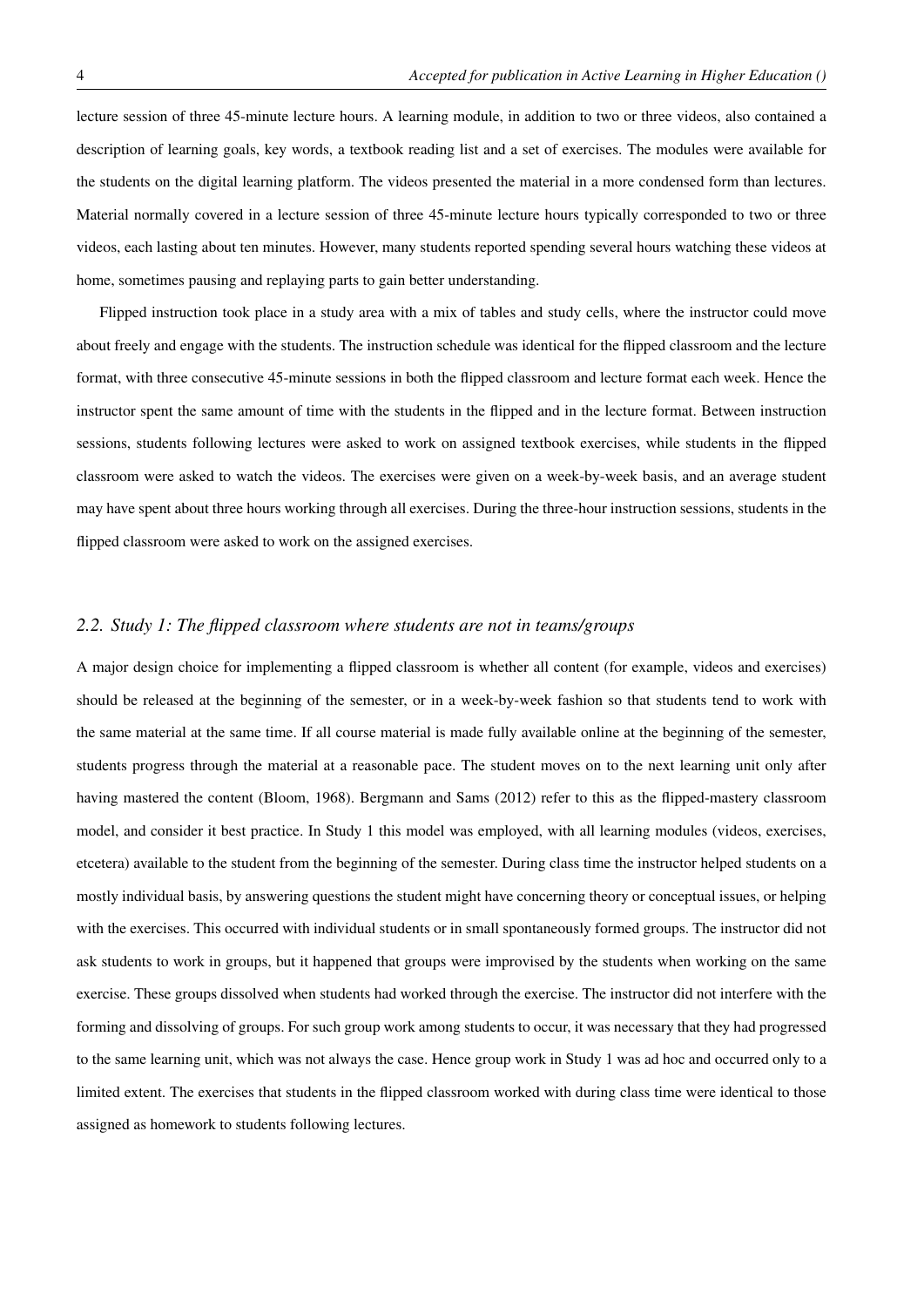lecture session of three 45-minute lecture hours. A learning module, in addition to two or three videos, also contained a description of learning goals, key words, a textbook reading list and a set of exercises. The modules were available for the students on the digital learning platform. The videos presented the material in a more condensed form than lectures. Material normally covered in a lecture session of three 45-minute lecture hours typically corresponded to two or three videos, each lasting about ten minutes. However, many students reported spending several hours watching these videos at home, sometimes pausing and replaying parts to gain better understanding.

Flipped instruction took place in a study area with a mix of tables and study cells, where the instructor could move about freely and engage with the students. The instruction schedule was identical for the flipped classroom and the lecture format, with three consecutive 45-minute sessions in both the flipped classroom and lecture format each week. Hence the instructor spent the same amount of time with the students in the flipped and in the lecture format. Between instruction sessions, students following lectures were asked to work on assigned textbook exercises, while students in the flipped classroom were asked to watch the videos. The exercises were given on a week-by-week basis, and an average student may have spent about three hours working through all exercises. During the three-hour instruction sessions, students in the flipped classroom were asked to work on the assigned exercises.

### *2.2. Study 1: The flipped classroom where students are not in teams/groups*

A major design choice for implementing a flipped classroom is whether all content (for example, videos and exercises) should be released at the beginning of the semester, or in a week-by-week fashion so that students tend to work with the same material at the same time. If all course material is made fully available online at the beginning of the semester, students progress through the material at a reasonable pace. The student moves on to the next learning unit only after having mastered the content (Bloom, 1968). Bergmann and Sams (2012) refer to this as the flipped-mastery classroom model, and consider it best practice. In Study 1 this model was employed, with all learning modules (videos, exercises, etcetera) available to the student from the beginning of the semester. During class time the instructor helped students on a mostly individual basis, by answering questions the student might have concerning theory or conceptual issues, or helping with the exercises. This occurred with individual students or in small spontaneously formed groups. The instructor did not ask students to work in groups, but it happened that groups were improvised by the students when working on the same exercise. These groups dissolved when students had worked through the exercise. The instructor did not interfere with the forming and dissolving of groups. For such group work among students to occur, it was necessary that they had progressed to the same learning unit, which was not always the case. Hence group work in Study 1 was ad hoc and occurred only to a limited extent. The exercises that students in the flipped classroom worked with during class time were identical to those assigned as homework to students following lectures.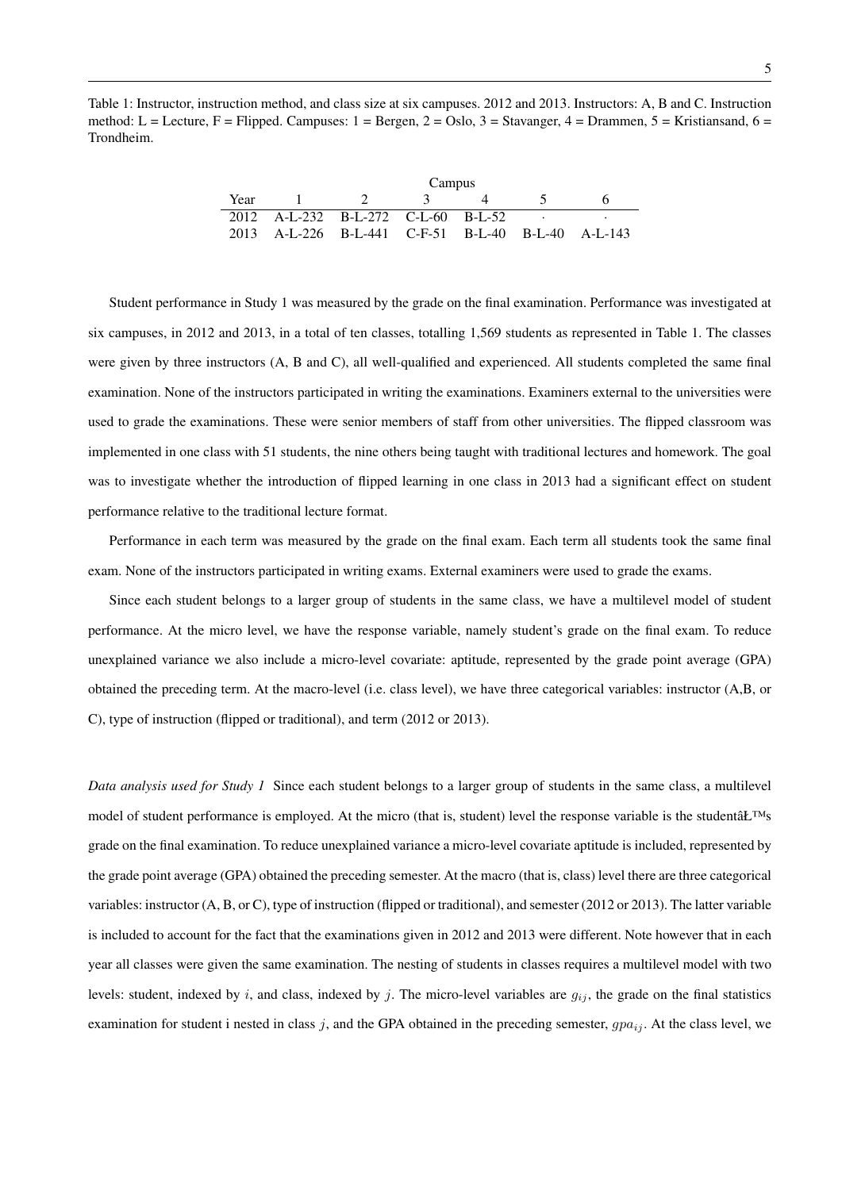Table 1: Instructor, instruction method, and class size at six campuses. 2012 and 2013. Instructors: A, B and C. Instruction method: L = Lecture, F = Flipped. Campuses: 1 = Bergen, 2 = Oslo, 3 = Stavanger, 4 = Drammen, 5 = Kristiansand, 6 = Trondheim.

| | Campus | | | | | |
|---|---|---|---|---|---|---|
| Year | 1 | 2 | 3 | 4 | 5 | 6 |
| 2012 | A-L-232 | B-L-272 | C-L-60 | B-L-52 | · | · |
| 2013 | A-L-226 | B-L-441 | C-F-51 | B-L-40 | B-L-40 | A-L-143 |

Student performance in Study 1 was measured by the grade on the final examination. Performance was investigated at six campuses, in 2012 and 2013, in a total of ten classes, totalling 1,569 students as represented in Table 1. The classes were given by three instructors (A, B and C), all well-qualified and experienced. All students completed the same final examination. None of the instructors participated in writing the examinations. Examiners external to the universities were used to grade the examinations. These were senior members of staff from other universities. The flipped classroom was implemented in one class with 51 students, the nine others being taught with traditional lectures and homework. The goal was to investigate whether the introduction of flipped learning in one class in 2013 had a significant effect on student performance relative to the traditional lecture format.

Performance in each term was measured by the grade on the final exam. Each term all students took the same final exam. None of the instructors participated in writing exams. External examiners were used to grade the exams.

Since each student belongs to a larger group of students in the same class, we have a multilevel model of student performance. At the micro level, we have the response variable, namely student's grade on the final exam. To reduce unexplained variance we also include a micro-level covariate: aptitude, represented by the grade point average (GPA) obtained the preceding term. At the macro-level (i.e. class level), we have three categorical variables: instructor (A,B, or C), type of instruction (flipped or traditional), and term (2012 or 2013).

*Data analysis used for Study 1* Since each student belongs to a larger group of students in the same class, a multilevel model of student performance is employed. At the micro (that is, student) level the response variable is the studentâĹ™s grade on the final examination. To reduce unexplained variance a micro-level covariate aptitude is included, represented by the grade point average (GPA) obtained the preceding semester. At the macro (that is, class) level there are three categorical variables: instructor (A, B, or C), type of instruction (flipped or traditional), and semester (2012 or 2013). The latter variable is included to account for the fact that the examinations given in 2012 and 2013 were different. Note however that in each year all classes were given the same examination. The nesting of students in classes requires a multilevel model with two levels: student, indexed by $i$, and class, indexed by $j$. The micro-level variables are $g_{ij}$, the grade on the final statistics examination for student i nested in class $j$, and the GPA obtained in the preceding semester, $gpa_{ij}$. At the class level, we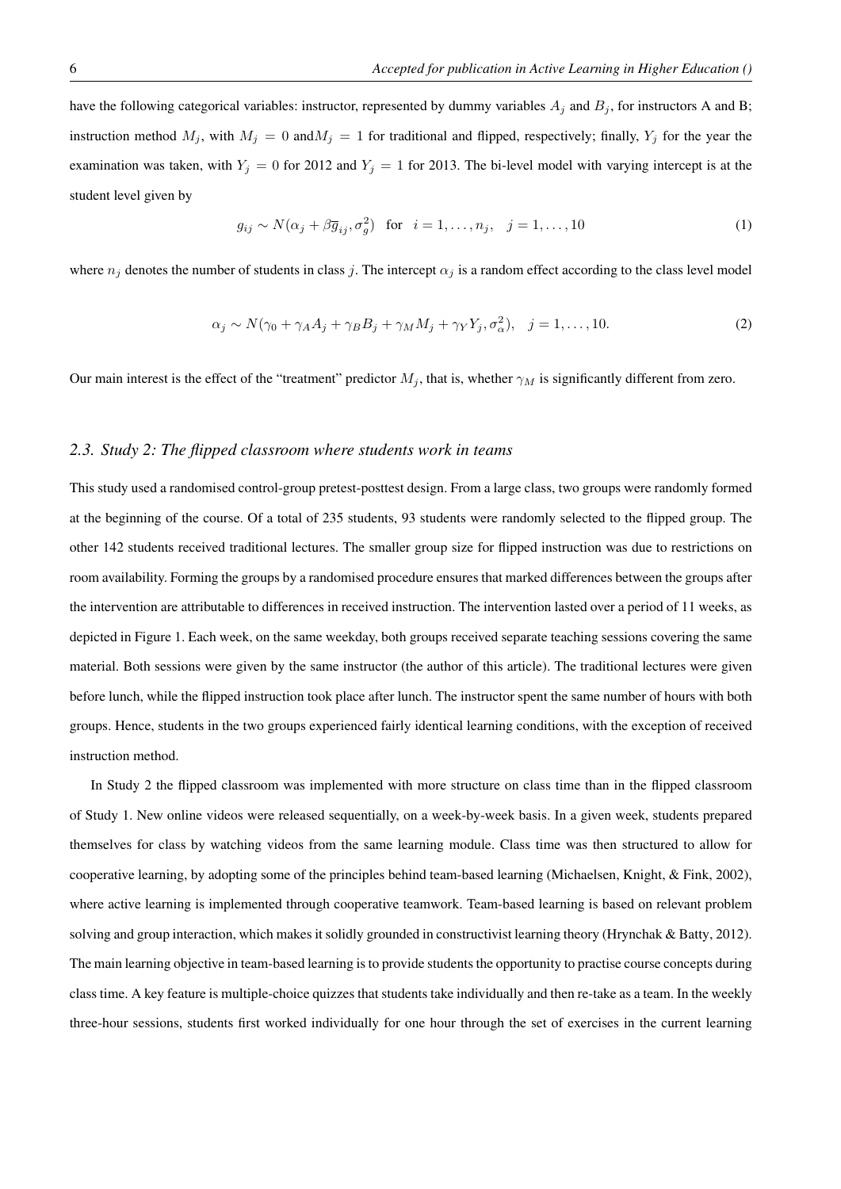have the following categorical variables: instructor, represented by dummy variables $A_j$ and $B_j$, for instructors A and B; instruction method $M_j$, with $M_j = 0$ and$M_j = 1$ for traditional and flipped, respectively; finally, $Y_j$ for the year the examination was taken, with $Y_j = 0$ for 2012 and $Y_j = 1$ for 2013. The bi-level model with varying intercept is at the student level given by

$$g_{ij} \sim N(\alpha_j + \beta \overline{g}_{ij}, \sigma_g^2) \quad \text{for} \quad i = 1, \ldots, n_j, \quad j = 1, \ldots, 10 \tag{1}$$

where $n_j$ denotes the number of students in class $j$. The intercept $\alpha_j$ is a random effect according to the class level model

$$\alpha_j \sim N(\gamma_0 + \gamma_A A_j + \gamma_B B_j + \gamma_M M_j + \gamma_Y Y_j, \sigma_\alpha^2), \quad j = 1, \ldots, 10. \tag{2}$$

Our main interest is the effect of the "treatment" predictor $M_j$, that is, whether $\gamma_M$ is significantly different from zero.

### 2.3. Study 2: The flipped classroom where students work in teams

This study used a randomised control-group pretest-posttest design. From a large class, two groups were randomly formed at the beginning of the course. Of a total of 235 students, 93 students were randomly selected to the flipped group. The other 142 students received traditional lectures. The smaller group size for flipped instruction was due to restrictions on room availability. Forming the groups by a randomised procedure ensures that marked differences between the groups after the intervention are attributable to differences in received instruction. The intervention lasted over a period of 11 weeks, as depicted in Figure 1. Each week, on the same weekday, both groups received separate teaching sessions covering the same material. Both sessions were given by the same instructor (the author of this article). The traditional lectures were given before lunch, while the flipped instruction took place after lunch. The instructor spent the same number of hours with both groups. Hence, students in the two groups experienced fairly identical learning conditions, with the exception of received instruction method.

In Study 2 the flipped classroom was implemented with more structure on class time than in the flipped classroom of Study 1. New online videos were released sequentially, on a week-by-week basis. In a given week, students prepared themselves for class by watching videos from the same learning module. Class time was then structured to allow for cooperative learning, by adopting some of the principles behind team-based learning (Michaelsen, Knight, & Fink, 2002), where active learning is implemented through cooperative teamwork. Team-based learning is based on relevant problem solving and group interaction, which makes it solidly grounded in constructivist learning theory (Hrynchak & Batty, 2012). The main learning objective in team-based learning is to provide students the opportunity to practise course concepts during class time. A key feature is multiple-choice quizzes that students take individually and then re-take as a team. In the weekly three-hour sessions, students first worked individually for one hour through the set of exercises in the current learning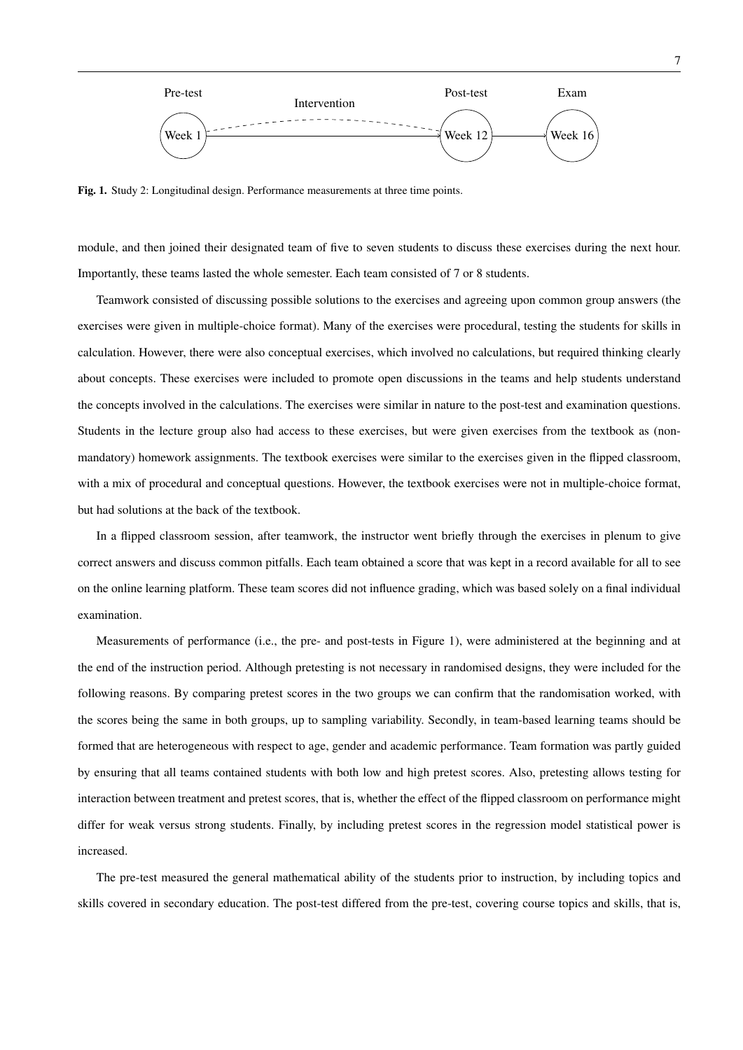Fig. 1. Study 2: Longitudinal design. Performance measurements at three time points.

module, and then joined their designated team of five to seven students to discuss these exercises during the next hour. Importantly, these teams lasted the whole semester. Each team consisted of 7 or 8 students.

Teamwork consisted of discussing possible solutions to the exercises and agreeing upon common group answers (the exercises were given in multiple-choice format). Many of the exercises were procedural, testing the students for skills in calculation. However, there were also conceptual exercises, which involved no calculations, but required thinking clearly about concepts. These exercises were included to promote open discussions in the teams and help students understand the concepts involved in the calculations. The exercises were similar in nature to the post-test and examination questions. Students in the lecture group also had access to these exercises, but were given exercises from the textbook as (non-mandatory) homework assignments. The textbook exercises were similar to the exercises given in the flipped classroom, with a mix of procedural and conceptual questions. However, the textbook exercises were not in multiple-choice format, but had solutions at the back of the textbook.

In a flipped classroom session, after teamwork, the instructor went briefly through the exercises in plenum to give correct answers and discuss common pitfalls. Each team obtained a score that was kept in a record available for all to see on the online learning platform. These team scores did not influence grading, which was based solely on a final individual examination.

Measurements of performance (i.e., the pre- and post-tests in Figure 1), were administered at the beginning and at the end of the instruction period. Although pretesting is not necessary in randomised designs, they were included for the following reasons. By comparing pretest scores in the two groups we can confirm that the randomisation worked, with the scores being the same in both groups, up to sampling variability. Secondly, in team-based learning teams should be formed that are heterogeneous with respect to age, gender and academic performance. Team formation was partly guided by ensuring that all teams contained students with both low and high pretest scores. Also, pretesting allows testing for interaction between treatment and pretest scores, that is, whether the effect of the flipped classroom on performance might differ for weak versus strong students. Finally, by including pretest scores in the regression model statistical power is increased.

The pre-test measured the general mathematical ability of the students prior to instruction, by including topics and skills covered in secondary education. The post-test differed from the pre-test, covering course topics and skills, that is,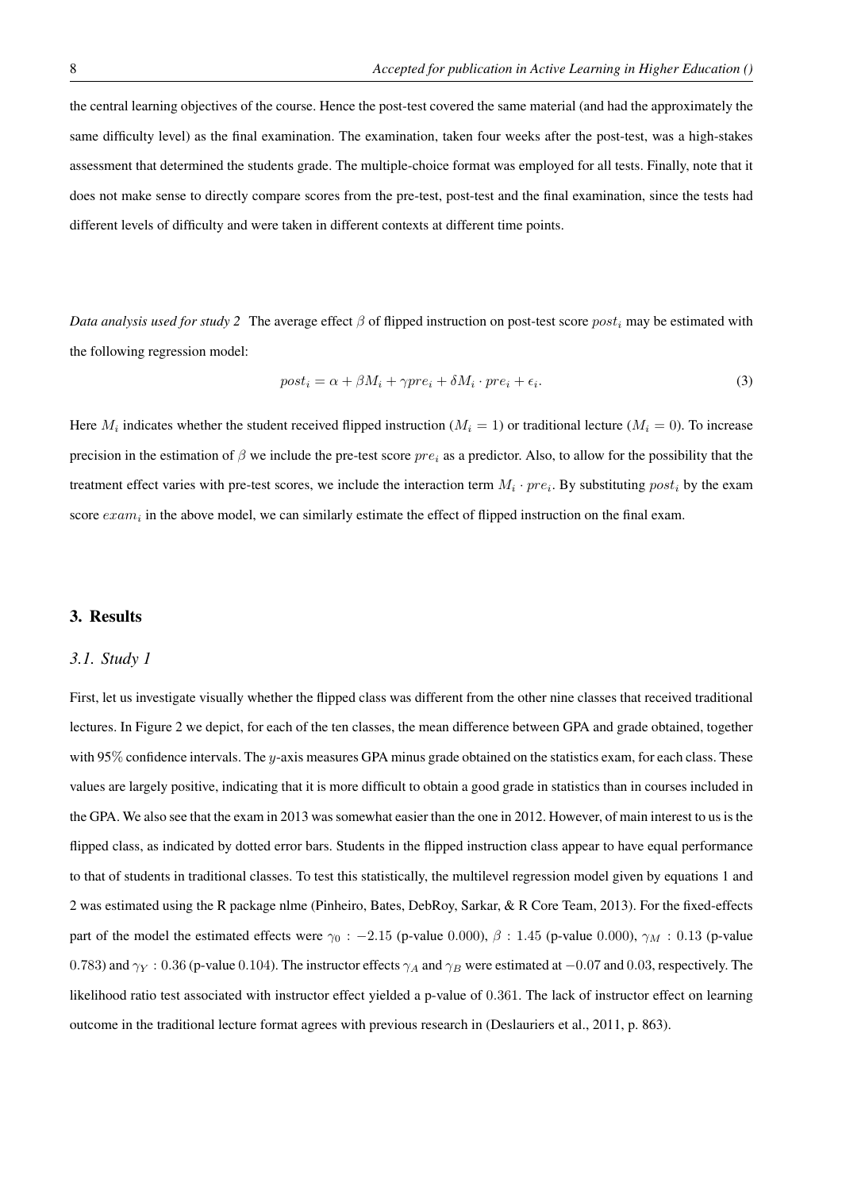the central learning objectives of the course. Hence the post-test covered the same material (and had the approximately the same difficulty level) as the final examination. The examination, taken four weeks after the post-test, was a high-stakes assessment that determined the students grade. The multiple-choice format was employed for all tests. Finally, note that it does not make sense to directly compare scores from the pre-test, post-test and the final examination, since the tests had different levels of difficulty and were taken in different contexts at different time points.

*Data analysis used for study 2* The average effect $\beta$ of flipped instruction on post-test score $post_i$ may be estimated with the following regression model:

$$post_i = \alpha + \beta M_i + \gamma pre_i + \delta M_i \cdot pre_i + \epsilon_i. \tag{3}$$

Here $M_i$ indicates whether the student received flipped instruction ($M_i = 1$) or traditional lecture ($M_i = 0$). To increase precision in the estimation of $\beta$ we include the pre-test score $pre_i$ as a predictor. Also, to allow for the possibility that the treatment effect varies with pre-test scores, we include the interaction term $M_i \cdot pre_i$. By substituting $post_i$ by the exam score $exam_i$ in the above model, we can similarly estimate the effect of flipped instruction on the final exam.

## 3. Results

### *3.1. Study 1*

First, let us investigate visually whether the flipped class was different from the other nine classes that received traditional lectures. In Figure 2 we depict, for each of the ten classes, the mean difference between GPA and grade obtained, together with 95% confidence intervals. The $y$-axis measures GPA minus grade obtained on the statistics exam, for each class. These values are largely positive, indicating that it is more difficult to obtain a good grade in statistics than in courses included in the GPA. We also see that the exam in 2013 was somewhat easier than the one in 2012. However, of main interest to us is the flipped class, as indicated by dotted error bars. Students in the flipped instruction class appear to have equal performance to that of students in traditional classes. To test this statistically, the multilevel regression model given by equations 1 and 2 was estimated using the R package nlme (Pinheiro, Bates, DebRoy, Sarkar, & R Core Team, 2013). For the fixed-effects part of the model the estimated effects were $\gamma_0 : -2.15$ (p-value $0.000$), $\beta : 1.45$ (p-value $0.000$), $\gamma_M : 0.13$ (p-value $0.783$) and $\gamma_Y : 0.36$ (p-value $0.104$). The instructor effects $\gamma_A$ and $\gamma_B$ were estimated at $-0.07$ and $0.03$, respectively. The likelihood ratio test associated with instructor effect yielded a p-value of $0.361$. The lack of instructor effect on learning outcome in the traditional lecture format agrees with previous research in (Deslauriers et al., 2011, p. 863).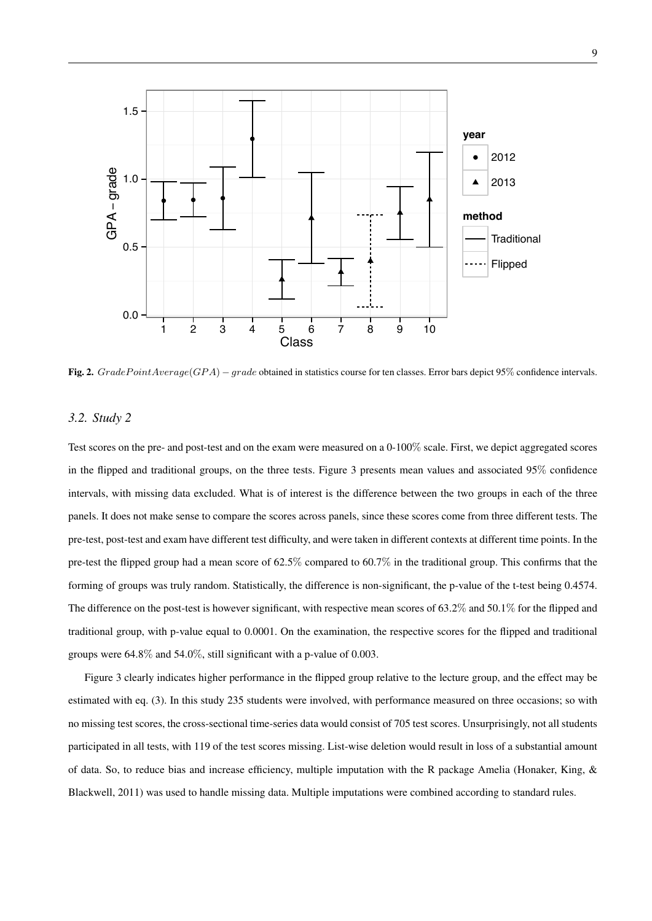**Fig. 2.** $Grade Point Average(GPA) - grade$ obtained in statistics course for ten classes. Error bars depict 95% confidence intervals.

### *3.2. Study 2*

Test scores on the pre- and post-test and on the exam were measured on a 0-100% scale. First, we depict aggregated scores in the flipped and traditional groups, on the three tests. Figure 3 presents mean values and associated 95% confidence intervals, with missing data excluded. What is of interest is the difference between the two groups in each of the three panels. It does not make sense to compare the scores across panels, since these scores come from three different tests. The pre-test, post-test and exam have different test difficulty, and were taken in different contexts at different time points. In the pre-test the flipped group had a mean score of 62.5% compared to 60.7% in the traditional group. This confirms that the forming of groups was truly random. Statistically, the difference is non-significant, the p-value of the t-test being 0.4574. The difference on the post-test is however significant, with respective mean scores of 63.2% and 50.1% for the flipped and traditional group, with p-value equal to 0.0001. On the examination, the respective scores for the flipped and traditional groups were 64.8% and 54.0%, still significant with a p-value of 0.003.

Figure 3 clearly indicates higher performance in the flipped group relative to the lecture group, and the effect may be estimated with eq. (3). In this study 235 students were involved, with performance measured on three occasions; so with no missing test scores, the cross-sectional time-series data would consist of 705 test scores. Unsurprisingly, not all students participated in all tests, with 119 of the test scores missing. List-wise deletion would result in loss of a substantial amount of data. So, to reduce bias and increase efficiency, multiple imputation with the R package Amelia (Honaker, King, & Blackwell, 2011) was used to handle missing data. Multiple imputations were combined according to standard rules.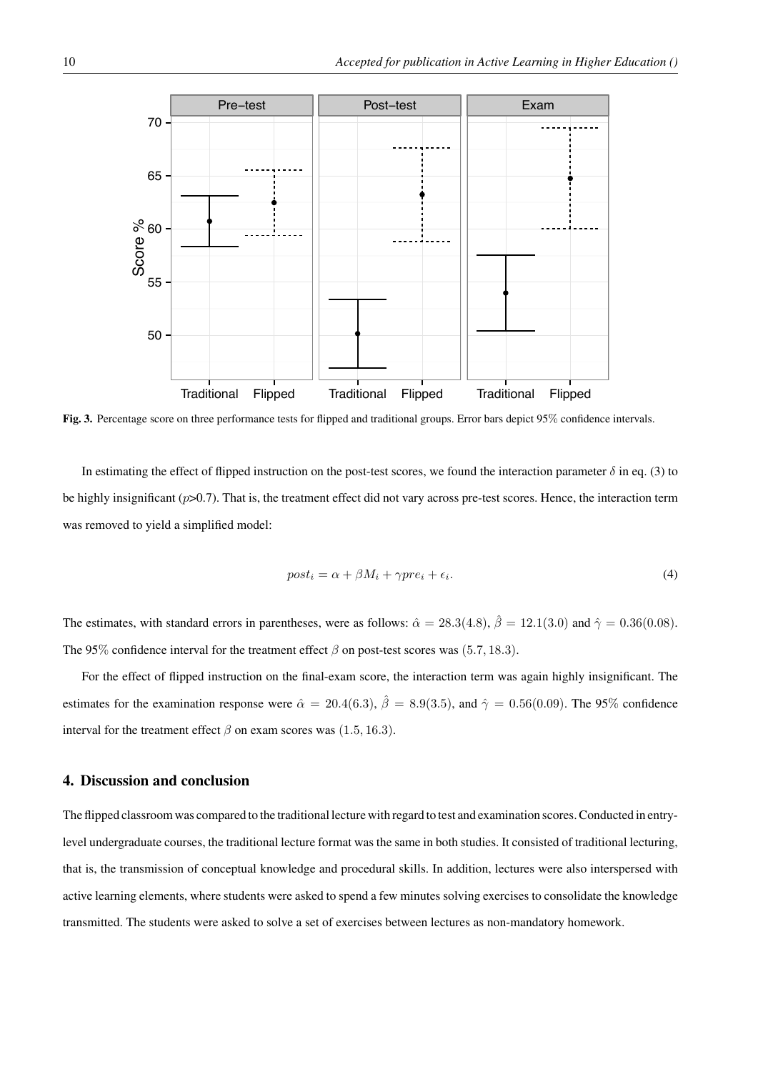Fig. 3. Percentage score on three performance tests for flipped and traditional groups. Error bars depict 95% confidence intervals.

In estimating the effect of flipped instruction on the post-test scores, we found the interaction parameter $\delta$ in eq. (3) to be highly insignificant ($p$>0.7). That is, the treatment effect did not vary across pre-test scores. Hence, the interaction term was removed to yield a simplified model:

$$post_i = \alpha + \beta M_i + \gamma pre_i + \epsilon_i. \tag{4}$$

The estimates, with standard errors in parentheses, were as follows: $\hat{\alpha} = 28.3(4.8)$, $\hat{\beta} = 12.1(3.0)$ and $\hat{\gamma} = 0.36(0.08)$. The 95% confidence interval for the treatment effect $\beta$ on post-test scores was $(5.7, 18.3)$.

For the effect of flipped instruction on the final-exam score, the interaction term was again highly insignificant. The estimates for the examination response were $\hat{\alpha} = 20.4(6.3)$, $\hat{\beta} = 8.9(3.5)$, and $\hat{\gamma} = 0.56(0.09)$. The 95% confidence interval for the treatment effect $\beta$ on exam scores was $(1.5, 16.3)$.

## 4. Discussion and conclusion

The flipped classroom was compared to the traditional lecture with regard to test and examination scores. Conducted in entry-level undergraduate courses, the traditional lecture format was the same in both studies. It consisted of traditional lecturing, that is, the transmission of conceptual knowledge and procedural skills. In addition, lectures were also interspersed with active learning elements, where students were asked to spend a few minutes solving exercises to consolidate the knowledge transmitted. The students were asked to solve a set of exercises between lectures as non-mandatory homework.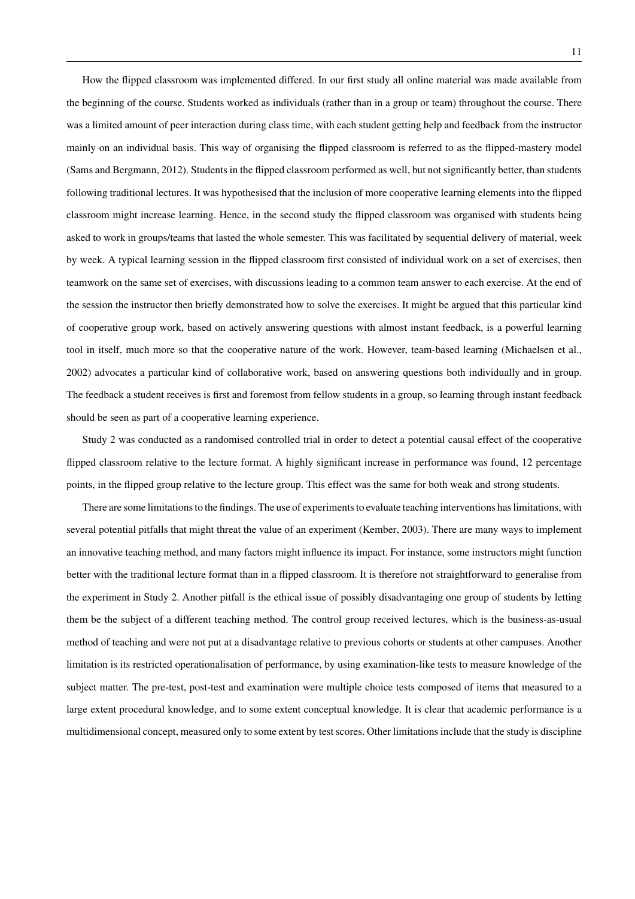How the flipped classroom was implemented differed. In our first study all online material was made available from the beginning of the course. Students worked as individuals (rather than in a group or team) throughout the course. There was a limited amount of peer interaction during class time, with each student getting help and feedback from the instructor mainly on an individual basis. This way of organising the flipped classroom is referred to as the flipped-mastery model (Sams and Bergmann, 2012). Students in the flipped classroom performed as well, but not significantly better, than students following traditional lectures. It was hypothesised that the inclusion of more cooperative learning elements into the flipped classroom might increase learning. Hence, in the second study the flipped classroom was organised with students being asked to work in groups/teams that lasted the whole semester. This was facilitated by sequential delivery of material, week by week. A typical learning session in the flipped classroom first consisted of individual work on a set of exercises, then teamwork on the same set of exercises, with discussions leading to a common team answer to each exercise. At the end of the session the instructor then briefly demonstrated how to solve the exercises. It might be argued that this particular kind of cooperative group work, based on actively answering questions with almost instant feedback, is a powerful learning tool in itself, much more so that the cooperative nature of the work. However, team-based learning (Michaelsen et al., 2002) advocates a particular kind of collaborative work, based on answering questions both individually and in group. The feedback a student receives is first and foremost from fellow students in a group, so learning through instant feedback should be seen as part of a cooperative learning experience.

Study 2 was conducted as a randomised controlled trial in order to detect a potential causal effect of the cooperative flipped classroom relative to the lecture format. A highly significant increase in performance was found, 12 percentage points, in the flipped group relative to the lecture group. This effect was the same for both weak and strong students.

There are some limitations to the findings. The use of experiments to evaluate teaching interventions has limitations, with several potential pitfalls that might threat the value of an experiment (Kember, 2003). There are many ways to implement an innovative teaching method, and many factors might influence its impact. For instance, some instructors might function better with the traditional lecture format than in a flipped classroom. It is therefore not straightforward to generalise from the experiment in Study 2. Another pitfall is the ethical issue of possibly disadvantaging one group of students by letting them be the subject of a different teaching method. The control group received lectures, which is the business-as-usual method of teaching and were not put at a disadvantage relative to previous cohorts or students at other campuses. Another limitation is its restricted operationalisation of performance, by using examination-like tests to measure knowledge of the subject matter. The pre-test, post-test and examination were multiple choice tests composed of items that measured to a large extent procedural knowledge, and to some extent conceptual knowledge. It is clear that academic performance is a multidimensional concept, measured only to some extent by test scores. Other limitations include that the study is discipline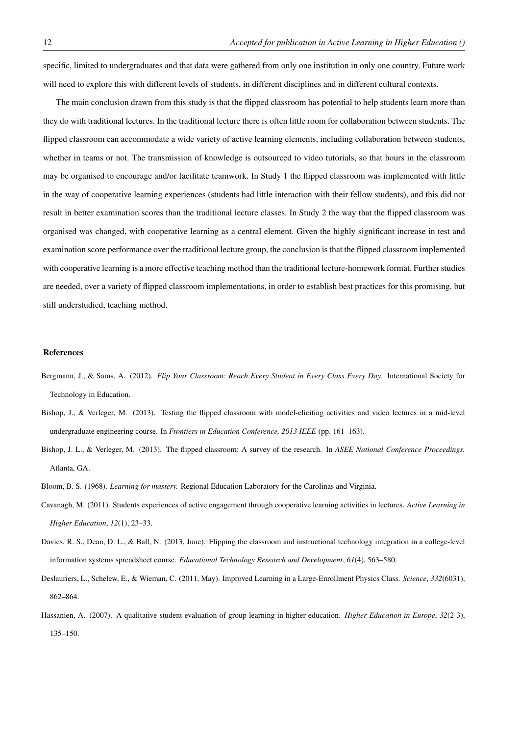specific, limited to undergraduates and that data were gathered from only one institution in only one country. Future work will need to explore this with different levels of students, in different disciplines and in different cultural contexts.

The main conclusion drawn from this study is that the flipped classroom has potential to help students learn more than they do with traditional lectures. In the traditional lecture there is often little room for collaboration between students. The flipped classroom can accommodate a wide variety of active learning elements, including collaboration between students, whether in teams or not. The transmission of knowledge is outsourced to video tutorials, so that hours in the classroom may be organised to encourage and/or facilitate teamwork. In Study 1 the flipped classroom was implemented with little in the way of cooperative learning experiences (students had little interaction with their fellow students), and this did not result in better examination scores than the traditional lecture classes. In Study 2 the way that the flipped classroom was organised was changed, with cooperative learning as a central element. Given the highly significant increase in test and examination score performance over the traditional lecture group, the conclusion is that the flipped classroom implemented with cooperative learning is a more effective teaching method than the traditional lecture-homework format. Further studies are needed, over a variety of flipped classroom implementations, in order to establish best practices for this promising, but still understudied, teaching method.

## References

Bergmann, J., & Sams, A. (2012). *Flip Your Classroom: Reach Every Student in Every Class Every Day*. International Society for Technology in Education.

Bishop, J., & Verleger, M. (2013). Testing the flipped classroom with model-eliciting activities and video lectures in a mid-level undergraduate engineering course. In *Frontiers in Education Conference, 2013 IEEE* (pp. 161–163).

Bishop, J. L., & Verleger, M. (2013). The flipped classroom: A survey of the research. In *ASEE National Conference Proceedings.* Atlanta, GA.

Bloom, B. S. (1968). *Learning for mastery.* Regional Education Laboratory for the Carolinas and Virginia.

Cavanagh, M. (2011). Students experiences of active engagement through cooperative learning activities in lectures. *Active Learning in Higher Education*, *12*(1), 23–33.

Davies, R. S., Dean, D. L., & Ball, N. (2013, June). Flipping the classroom and instructional technology integration in a college-level information systems spreadsheet course. *Educational Technology Research and Development*, *61*(4), 563–580.

Deslauriers, L., Schelew, E., & Wieman, C. (2011, May). Improved Learning in a Large-Enrollment Physics Class. *Science*, *332*(6031), 862–864.

Hassanien, A. (2007). A qualitative student evaluation of group learning in higher education. *Higher Education in Europe*, *32*(2-3), 135–150.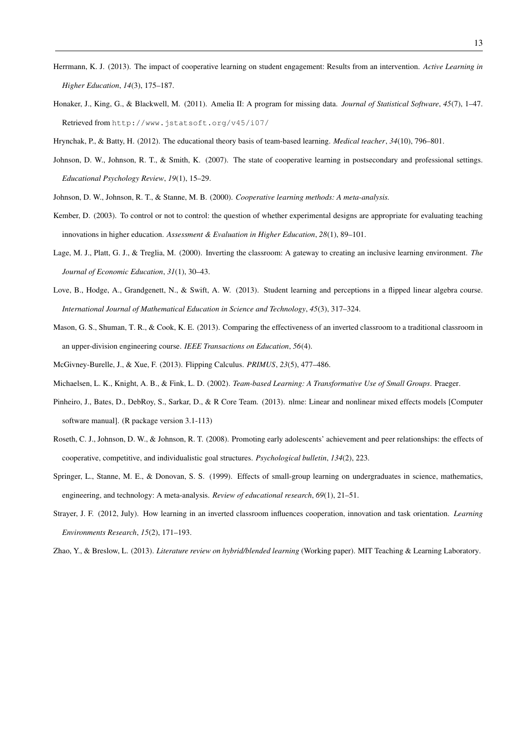Herrmann, K. J. (2013). The impact of cooperative learning on student engagement: Results from an intervention. *Active Learning in Higher Education*, *14*(3), 175–187.

Honaker, J., King, G., & Blackwell, M. (2011). Amelia II: A program for missing data. *Journal of Statistical Software*, *45*(7), 1–47. Retrieved from http://www.jstatsoft.org/v45/i07/

Hrynchak, P., & Batty, H. (2012). The educational theory basis of team-based learning. *Medical teacher*, *34*(10), 796–801.

Johnson, D. W., Johnson, R. T., & Smith, K. (2007). The state of cooperative learning in postsecondary and professional settings. *Educational Psychology Review*, *19*(1), 15–29.

Johnson, D. W., Johnson, R. T., & Stanne, M. B. (2000). *Cooperative learning methods: A meta-analysis.*

Kember, D. (2003). To control or not to control: the question of whether experimental designs are appropriate for evaluating teaching innovations in higher education. *Assessment & Evaluation in Higher Education*, *28*(1), 89–101.

Lage, M. J., Platt, G. J., & Treglia, M. (2000). Inverting the classroom: A gateway to creating an inclusive learning environment. *The Journal of Economic Education*, *31*(1), 30–43.

Love, B., Hodge, A., Grandgenett, N., & Swift, A. W. (2013). Student learning and perceptions in a flipped linear algebra course. *International Journal of Mathematical Education in Science and Technology*, *45*(3), 317–324.

Mason, G. S., Shuman, T. R., & Cook, K. E. (2013). Comparing the effectiveness of an inverted classroom to a traditional classroom in an upper-division engineering course. *IEEE Transactions on Education*, *56*(4).

McGivney-Burelle, J., & Xue, F. (2013). Flipping Calculus. *PRIMUS*, *23*(5), 477–486.

Michaelsen, L. K., Knight, A. B., & Fink, L. D. (2002). *Team-based Learning: A Transformative Use of Small Groups*. Praeger.

Pinheiro, J., Bates, D., DebRoy, S., Sarkar, D., & R Core Team. (2013). nlme: Linear and nonlinear mixed effects models [Computer software manual]. (R package version 3.1-113)

Roseth, C. J., Johnson, D. W., & Johnson, R. T. (2008). Promoting early adolescents' achievement and peer relationships: the effects of cooperative, competitive, and individualistic goal structures. *Psychological bulletin*, *134*(2), 223.

Springer, L., Stanne, M. E., & Donovan, S. S. (1999). Effects of small-group learning on undergraduates in science, mathematics, engineering, and technology: A meta-analysis. *Review of educational research*, *69*(1), 21–51.

Strayer, J. F. (2012, July). How learning in an inverted classroom influences cooperation, innovation and task orientation. *Learning Environments Research*, *15*(2), 171–193.

Zhao, Y., & Breslow, L. (2013). *Literature review on hybrid/blended learning* (Working paper). MIT Teaching & Learning Laboratory.